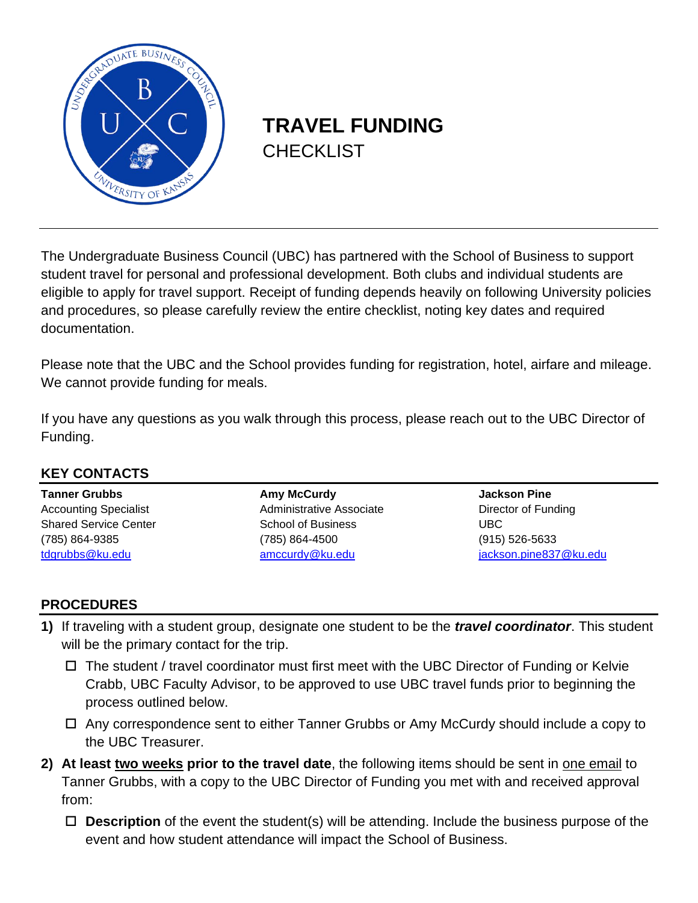# TRAVEL FUNDING
CHECKLIST

The Undergraduate Business Council (UBC) has partnered with the School of Business to support student travel for personal and professional development. Both clubs and individual students are eligible to apply for travel support. Receipt of funding depends heavily on following University policies and procedures, so please carefully review the entire checklist, noting key dates and required documentation.

Please note that the UBC and the School provides funding for registration, hotel, airfare and mileage. We cannot provide funding for meals.

If you have any questions as you walk through this process, please reach out to the UBC Director of Funding.

## KEY CONTACTS

**Tanner Grubbs**
Accounting Specialist
Shared Service Center
(785) 864-9385
tdgrubbs@ku.edu

**Amy McCurdy**
Administrative Associate
School of Business
(785) 864-4500
amccurdy@ku.edu

**Jackson Pine**
Director of Funding
UBC
(915) 526-5633
jackson.pine837@ku.edu

## PROCEDURES

1) If traveling with a student group, designate one student to be the ***travel coordinator***. This student will be the primary contact for the trip.
   - ☐ The student / travel coordinator must first meet with the UBC Director of Funding or Kelvie Crabb, UBC Faculty Advisor, to be approved to use UBC travel funds prior to beginning the process outlined below.
   - ☐ Any correspondence sent to either Tanner Grubbs or Amy McCurdy should include a copy to the UBC Treasurer.
2) **At least two weeks prior to the travel date**, the following items should be sent in one email to Tanner Grubbs, with a copy to the UBC Director of Funding you met with and received approval from:
   - ☐ **Description** of the event the student(s) will be attending. Include the business purpose of the event and how student attendance will impact the School of Business.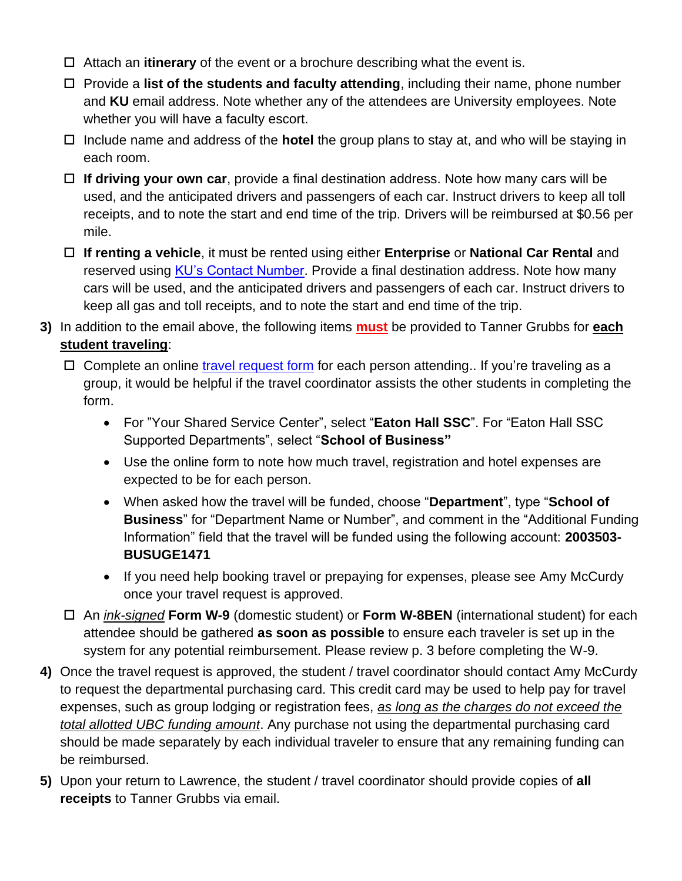- ☐ Attach an **itinerary** of the event or a brochure describing what the event is.
- ☐ Provide a **list of the students and faculty attending**, including their name, phone number and **KU** email address. Note whether any of the attendees are University employees. Note whether you will have a faculty escort.
- ☐ Include name and address of the **hotel** the group plans to stay at, and who will be staying in each room.
- ☐ **If driving your own car**, provide a final destination address. Note how many cars will be used, and the anticipated drivers and passengers of each car. Instruct drivers to keep all toll receipts, and to note the start and end time of the trip. Drivers will be reimbursed at $0.56 per mile.
- ☐ **If renting a vehicle**, it must be rented using either **Enterprise** or **National Car Rental** and reserved using KU's Contact Number. Provide a final destination address. Note how many cars will be used, and the anticipated drivers and passengers of each car. Instruct drivers to keep all gas and toll receipts, and to note the start and end time of the trip.

**3)** In addition to the email above, the following items **<u>must</u>** be provided to Tanner Grubbs for **<u>each student traveling</u>**:

- ☐ Complete an online travel request form for each person attending.. If you're traveling as a group, it would be helpful if the travel coordinator assists the other students in completing the form.
  - For "Your Shared Service Center", select "**Eaton Hall SSC**". For "Eaton Hall SSC Supported Departments", select "**School of Business"**
  - Use the online form to note how much travel, registration and hotel expenses are expected to be for each person.
  - When asked how the travel will be funded, choose "**Department**", type "**School of Business**" for "Department Name or Number", and comment in the "Additional Funding Information" field that the travel will be funded using the following account: **2003503-BUSUGE1471**
  - If you need help booking travel or prepaying for expenses, please see Amy McCurdy once your travel request is approved.
- ☐ An *<u>ink-signed</u>* **Form W-9** (domestic student) or **Form W-8BEN** (international student) for each attendee should be gathered **as soon as possible** to ensure each traveler is set up in the system for any potential reimbursement. Please review p. 3 before completing the W-9.

**4)** Once the travel request is approved, the student / travel coordinator should contact Amy McCurdy to request the departmental purchasing card. This credit card may be used to help pay for travel expenses, such as group lodging or registration fees, *<u>as long as the charges do not exceed the total allotted UBC funding amount</u>*. Any purchase not using the departmental purchasing card should be made separately by each individual traveler to ensure that any remaining funding can be reimbursed.

**5)** Upon your return to Lawrence, the student / travel coordinator should provide copies of **all receipts** to Tanner Grubbs via email.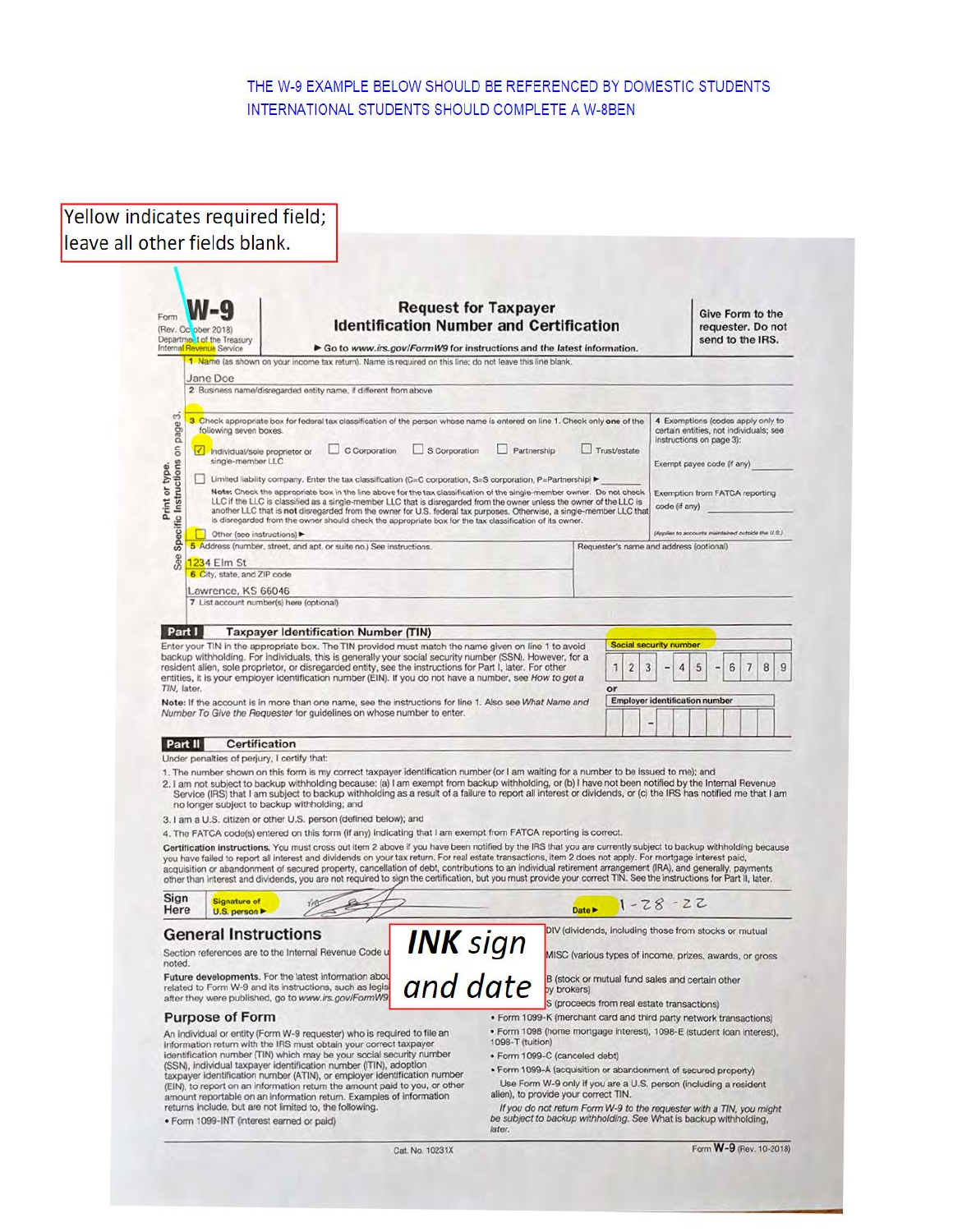THE W-9 EXAMPLE BELOW SHOULD BE REFERENCED BY DOMESTIC STUDENTS
INTERNATIONAL STUDENTS SHOULD COMPLETE A W-8BEN

Yellow indicates required field; leave all other fields blank.

Form **W-9** (Rev. October 2018) Department of the Treasury Internal Revenue Service

# Request for Taxpayer Identification Number and Certification

▶ Go to *www.irs.gov/FormW9* for instructions and the latest information.

Give Form to the requester. Do not send to the IRS.

Print or type. See Specific Instructions on page 3.

1 Name (as shown on your income tax return). Name is required on this line; do not leave this line blank.
Jane Doe

2 Business name/disregarded entity name, if different from above

3 Check appropriate box for federal tax classification of the person whose name is entered on line 1. Check only **one** of the following seven boxes.

- [x] Individual/sole proprietor or single-member LLC
- [ ] C Corporation
- [ ] S Corporation
- [ ] Partnership
- [ ] Trust/estate
- [ ] Limited liability company. Enter the tax classification (C=C corporation, S=S corporation, P=Partnership) ▶ ______

**Note:** Check the appropriate box in the line above for the tax classification of the single-member owner. Do not check LLC if the LLC is classified as a single-member LLC that is disregarded from the owner unless the owner of the LLC is another LLC that is **not** disregarded from the owner for U.S. federal tax purposes. Otherwise, a single-member LLC that is disregarded from the owner should check the appropriate box for the tax classification of its owner.

- [ ] Other (see instructions) ▶

4 Exemptions (codes apply only to certain entities, not individuals; see instructions on page 3):

Exempt payee code (if any) ______

Exemption from FATCA reporting code (if any) ______

*(Applies to accounts maintained outside the U.S.)*

5 Address (number, street, and apt. or suite no.) See instructions.
1234 Elm St

Requester's name and address (optional)

6 City, state, and ZIP code
Lawrence, KS 66046

7 List account number(s) here (optional)

## Part I Taxpayer Identification Number (TIN)

Enter your TIN in the appropriate box. The TIN provided must match the name given on line 1 to avoid backup withholding. For individuals, this is generally your social security number (SSN). However, for a resident alien, sole proprietor, or disregarded entity, see the instructions for Part I, later. For other entities, it is your employer identification number (EIN). If you do not have a number, see *How to get a TIN,* later.

**Note:** If the account is in more than one name, see the instructions for line 1. Also see *What Name and Number To Give the Requester* for guidelines on whose number to enter.

Social security number
1 2 3 – 4 5 – 6 7 8 9

or

Employer identification number
__ __ – __ __ __ __ __ __ __

## Part II Certification

Under penalties of perjury, I certify that:

1. The number shown on this form is my correct taxpayer identification number (or I am waiting for a number to be issued to me); and
2. I am not subject to backup withholding because: (a) I am exempt from backup withholding, or (b) I have not been notified by the Internal Revenue Service (IRS) that I am subject to backup withholding as a result of a failure to report all interest or dividends, or (c) the IRS has notified me that I am no longer subject to backup withholding; and
3. I am a U.S. citizen or other U.S. person (defined below); and
4. The FATCA code(s) entered on this form (if any) indicating that I am exempt from FATCA reporting is correct.

**Certification instructions.** You must cross out item 2 above if you have been notified by the IRS that you are currently subject to backup withholding because you have failed to report all interest and dividends on your tax return. For real estate transactions, item 2 does not apply. For mortgage interest paid, acquisition or abandonment of secured property, cancellation of debt, contributions to an individual retirement arrangement (IRA), and generally, payments other than interest and dividends, you are not required to sign the certification, but you must provide your correct TIN. See the instructions for Part II, later.

Sign Here | Signature of U.S. person ▶ [signature] | Date ▶ 1-28-22

***INK** sign and date*

## General Instructions

Section references are to the Internal Revenue Code u... noted.

**Future developments.** For the latest information abou... related to Form W-9 and its instructions, such as legis... after they were published, go to *www.irs.gov/FormW9*.

## Purpose of Form

An individual or entity (Form W-9 requester) who is required to file an information return with the IRS must obtain your correct taxpayer identification number (TIN) which may be your social security number (SSN), individual taxpayer identification number (ITIN), adoption taxpayer identification number (ATIN), or employer identification number (EIN), to report on an information return the amount paid to you, or other amount reportable on an information return. Examples of information returns include, but are not limited to, the following.

- Form 1099-INT (interest earned or paid)
- ...DIV (dividends, including those from stocks or mutual ...)
- ...MISC (various types of income, prizes, awards, or gross ...)
- ...B (stock or mutual fund sales and certain other ...by brokers)
- ...S (proceeds from real estate transactions)
- Form 1099-K (merchant card and third party network transactions)
- Form 1098 (home mortgage interest), 1098-E (student loan interest), 1098-T (tuition)
- Form 1099-C (canceled debt)
- Form 1099-A (acquisition or abandonment of secured property)

Use Form W-9 only if you are a U.S. person (including a resident alien), to provide your correct TIN.

*If you do not return Form W-9 to the requester with a TIN, you might be subject to backup withholding. See What is backup withholding, later.*

Cat. No. 10231X

Form **W-9** (Rev. 10-2018)